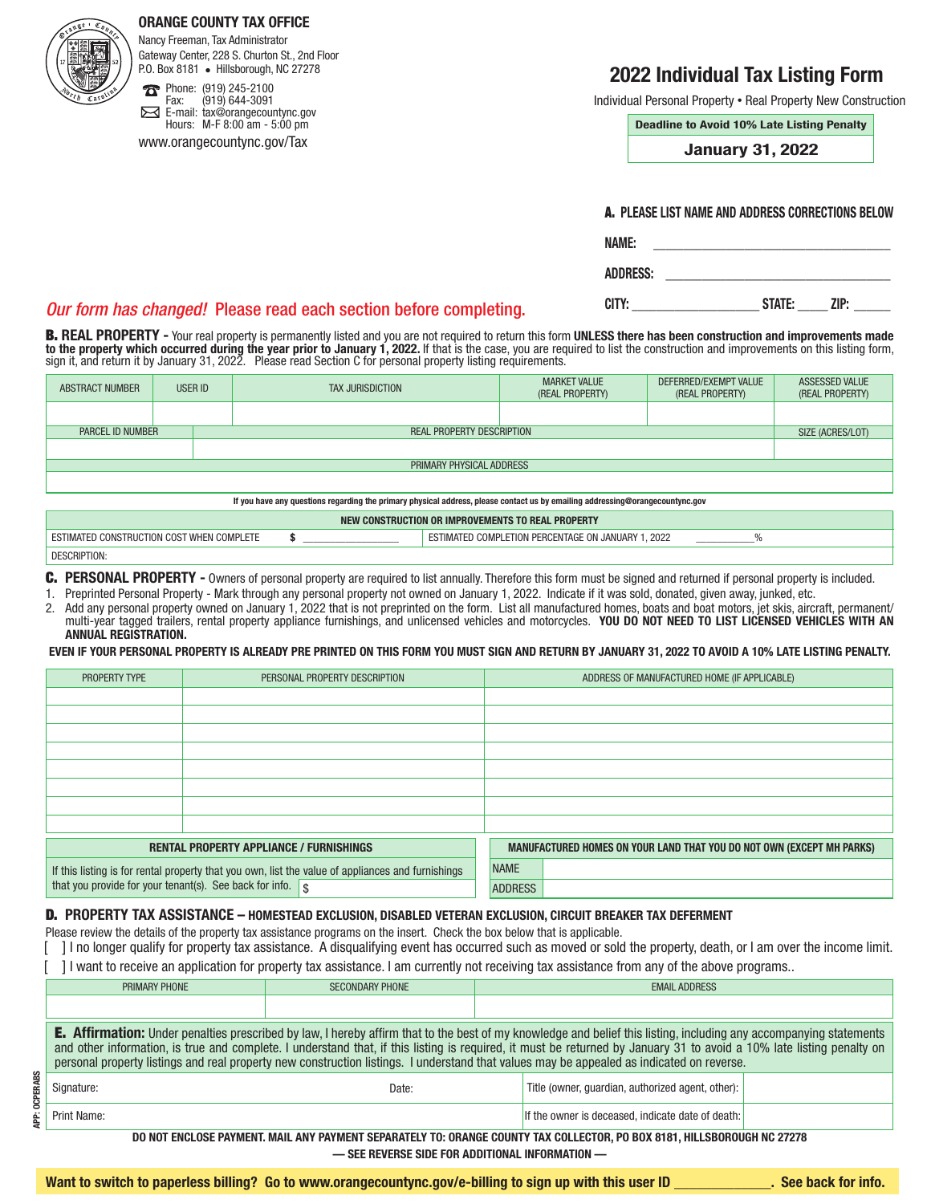**ORANGE COUNTY TAX OFFICE**
Nancy Freeman, Tax Administrator
Gateway Center, 228 S. Churton St., 2nd Floor
P.O. Box 8181 • Hillsborough, NC 27278
Phone: (919) 245-2100
Fax: (919) 644-3091
E-mail: tax@orangecountync.gov
Hours: M-F 8:00 am - 5:00 pm
www.orangecountync.gov/Tax

# 2022 Individual Tax Listing Form

Individual Personal Property • Real Property New Construction

| Deadline to Avoid 10% Late Listing Penalty |
|---|
| **January 31, 2022** |

## A. PLEASE LIST NAME AND ADDRESS CORRECTIONS BELOW

NAME: ______________________________

ADDRESS: ______________________________

CITY: ________________ STATE: _____ ZIP: _____

*Our form has changed!* Please read each section before completing.

## B. REAL PROPERTY -

Your real property is permanently listed and you are not required to return this form **UNLESS there has been construction and improvements made to the property which occurred during the year prior to January 1, 2022.** If that is the case, you are required to list the construction and improvements on this listing form, sign it, and return it by January 31, 2022. Please read Section C for personal property listing requirements.

| ABSTRACT NUMBER | USER ID | TAX JURISDICTION | MARKET VALUE (REAL PROPERTY) | DEFERRED/EXEMPT VALUE (REAL PROPERTY) | ASSESSED VALUE (REAL PROPERTY) |
|---|---|---|---|---|---|
| | | | | | |

| PARCEL ID NUMBER | REAL PROPERTY DESCRIPTION | SIZE (ACRES/LOT) |
|---|---|---|
| | | |

| PRIMARY PHYSICAL ADDRESS |
|---|
| |

If you have any questions regarding the primary physical address, please contact us by emailing addressing@orangecountync.gov

| NEW CONSTRUCTION OR IMPROVEMENTS TO REAL PROPERTY | |
|---|---|
| ESTIMATED CONSTRUCTION COST WHEN COMPLETE $ __________ | ESTIMATED COMPLETION PERCENTAGE ON JANUARY 1, 2022 ________% |
| DESCRIPTION: | |

## C. PERSONAL PROPERTY -

Owners of personal property are required to list annually. Therefore this form must be signed and returned if personal property is included.

1. Preprinted Personal Property - Mark through any personal property not owned on January 1, 2022. Indicate if it was sold, donated, given away, junked, etc.
2. Add any personal property owned on January 1, 2022 that is not preprinted on the form. List all manufactured homes, boats and boat motors, jet skis, aircraft, permanent/ multi-year tagged trailers, rental property appliance furnishings, and unlicensed vehicles and motorcycles. **YOU DO NOT NEED TO LIST LICENSED VEHICLES WITH AN ANNUAL REGISTRATION.**

**EVEN IF YOUR PERSONAL PROPERTY IS ALREADY PRE PRINTED ON THIS FORM YOU MUST SIGN AND RETURN BY JANUARY 31, 2022 TO AVOID A 10% LATE LISTING PENALTY.**

| PROPERTY TYPE | PERSONAL PROPERTY DESCRIPTION | ADDRESS OF MANUFACTURED HOME (IF APPLICABLE) |
|---|---|---|
| | | |
| | | |
| | | |
| | | |
| | | |
| | | |
| | | |
| | | |

| RENTAL PROPERTY APPLIANCE / FURNISHINGS |
|---|
| If this listing is for rental property that you own, list the value of appliances and furnishings that you provide for your tenant(s). See back for info. $ |

| MANUFACTURED HOMES ON YOUR LAND THAT YOU DO NOT OWN (EXCEPT MH PARKS) | |
|---|---|
| NAME | |
| ADDRESS | |

## D. PROPERTY TAX ASSISTANCE – HOMESTEAD EXCLUSION, DISABLED VETERAN EXCLUSION, CIRCUIT BREAKER TAX DEFERMENT

Please review the details of the property tax assistance programs on the insert. Check the box below that is applicable.

[ ] I no longer qualify for property tax assistance. A disqualifying event has occurred such as moved or sold the property, death, or I am over the income limit.

[ ] I want to receive an application for property tax assistance. I am currently not receiving tax assistance from any of the above programs..

| PRIMARY PHONE | SECONDARY PHONE | EMAIL ADDRESS |
|---|---|---|
| | | |

## E. Affirmation:

Under penalties prescribed by law, I hereby affirm that to the best of my knowledge and belief this listing, including any accompanying statements and other information, is true and complete. I understand that, if this listing is required, it must be returned by January 31 to avoid a 10% late listing penalty on personal property listings and real property new construction listings. I understand that values may be appealed as indicated on reverse.

| Signature: | Date: | Title (owner, guardian, authorized agent, other): | |
|---|---|---|---|
| Print Name: | | If the owner is deceased, indicate date of death: | |

APP: OCPERABS

**DO NOT ENCLOSE PAYMENT. MAIL ANY PAYMENT SEPARATELY TO: ORANGE COUNTY TAX COLLECTOR, PO BOX 8181, HILLSBOROUGH NC 27278**

**— SEE REVERSE SIDE FOR ADDITIONAL INFORMATION —**

**Want to switch to paperless billing? Go to www.orangecountync.gov/e-billing to sign up with this user ID ____________. See back for info.**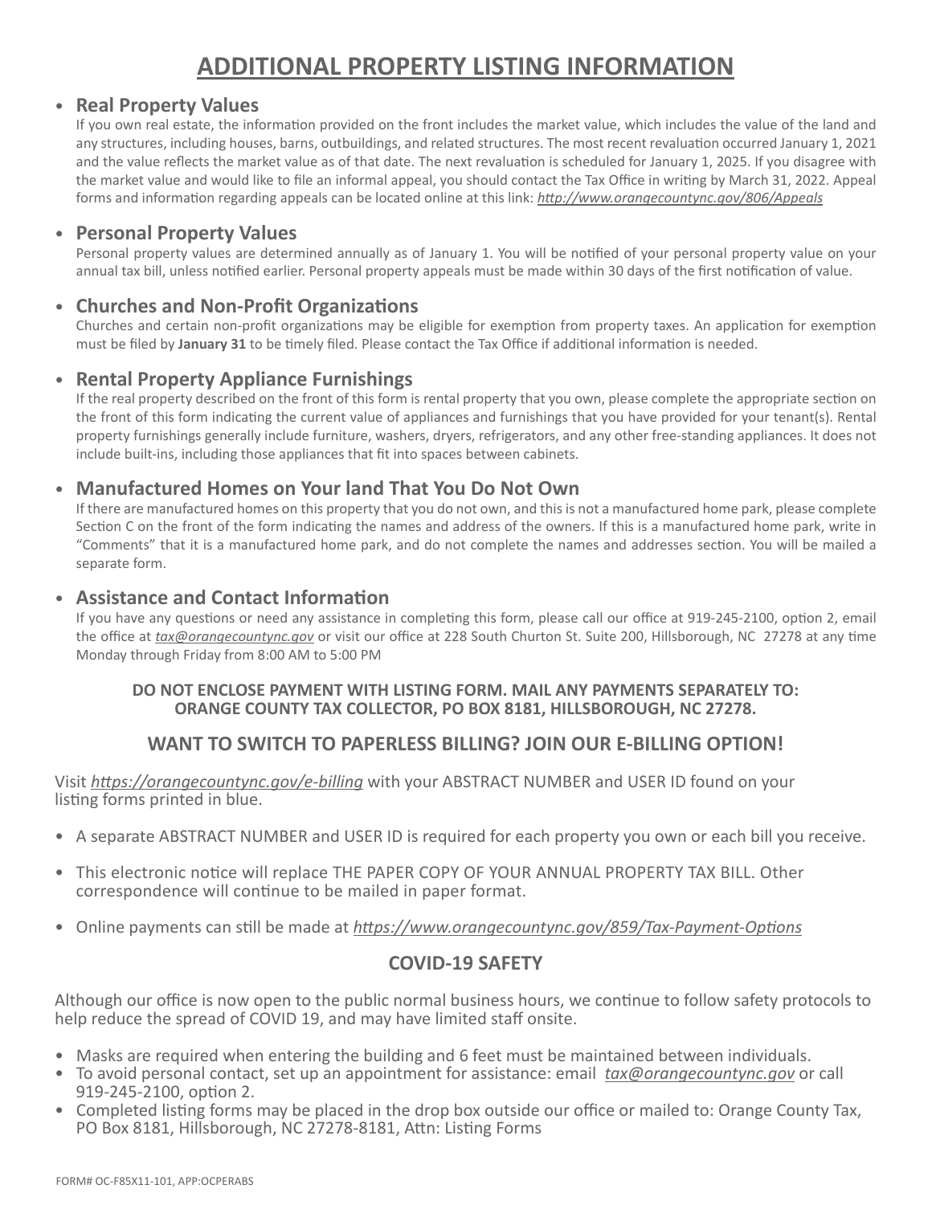# ADDITIONAL PROPERTY LISTING INFORMATION

- **Real Property Values**
  If you own real estate, the information provided on the front includes the market value, which includes the value of the land and any structures, including houses, barns, outbuildings, and related structures. The most recent revaluation occurred January 1, 2021 and the value reflects the market value as of that date. The next revaluation is scheduled for January 1, 2025. If you disagree with the market value and would like to file an informal appeal, you should contact the Tax Office in writing by March 31, 2022. Appeal forms and information regarding appeals can be located online at this link: *http://www.orangecountync.gov/806/Appeals*

- **Personal Property Values**
  Personal property values are determined annually as of January 1. You will be notified of your personal property value on your annual tax bill, unless notified earlier. Personal property appeals must be made within 30 days of the first notification of value.

- **Churches and Non-Profit Organizations**
  Churches and certain non-profit organizations may be eligible for exemption from property taxes. An application for exemption must be filed by **January 31** to be timely filed. Please contact the Tax Office if additional information is needed.

- **Rental Property Appliance Furnishings**
  If the real property described on the front of this form is rental property that you own, please complete the appropriate section on the front of this form indicating the current value of appliances and furnishings that you have provided for your tenant(s). Rental property furnishings generally include furniture, washers, dryers, refrigerators, and any other free-standing appliances. It does not include built-ins, including those appliances that fit into spaces between cabinets.

- **Manufactured Homes on Your land That You Do Not Own**
  If there are manufactured homes on this property that you do not own, and this is not a manufactured home park, please complete Section C on the front of the form indicating the names and address of the owners. If this is a manufactured home park, write in "Comments" that it is a manufactured home park, and do not complete the names and addresses section. You will be mailed a separate form.

- **Assistance and Contact Information**
  If you have any questions or need any assistance in completing this form, please call our office at 919-245-2100, option 2, email the office at *tax@orangecountync.gov* or visit our office at 228 South Churton St. Suite 200, Hillsborough, NC 27278 at any time Monday through Friday from 8:00 AM to 5:00 PM

**DO NOT ENCLOSE PAYMENT WITH LISTING FORM. MAIL ANY PAYMENTS SEPARATELY TO: ORANGE COUNTY TAX COLLECTOR, PO BOX 8181, HILLSBOROUGH, NC 27278.**

## WANT TO SWITCH TO PAPERLESS BILLING? JOIN OUR E-BILLING OPTION!

Visit *https://orangecountync.gov/e-billing* with your ABSTRACT NUMBER and USER ID found on your listing forms printed in blue.

- A separate ABSTRACT NUMBER and USER ID is required for each property you own or each bill you receive.
- This electronic notice will replace THE PAPER COPY OF YOUR ANNUAL PROPERTY TAX BILL. Other correspondence will continue to be mailed in paper format.
- Online payments can still be made at *https://www.orangecountync.gov/859/Tax-Payment-Options*

## COVID-19 SAFETY

Although our office is now open to the public normal business hours, we continue to follow safety protocols to help reduce the spread of COVID 19, and may have limited staff onsite.

- Masks are required when entering the building and 6 feet must be maintained between individuals.
- To avoid personal contact, set up an appointment for assistance: email *tax@orangecountync.gov* or call 919-245-2100, option 2.
- Completed listing forms may be placed in the drop box outside our office or mailed to: Orange County Tax, PO Box 8181, Hillsborough, NC 27278-8181, Attn: Listing Forms

FORM# OC-F85X11-101, APP:OCPERABS